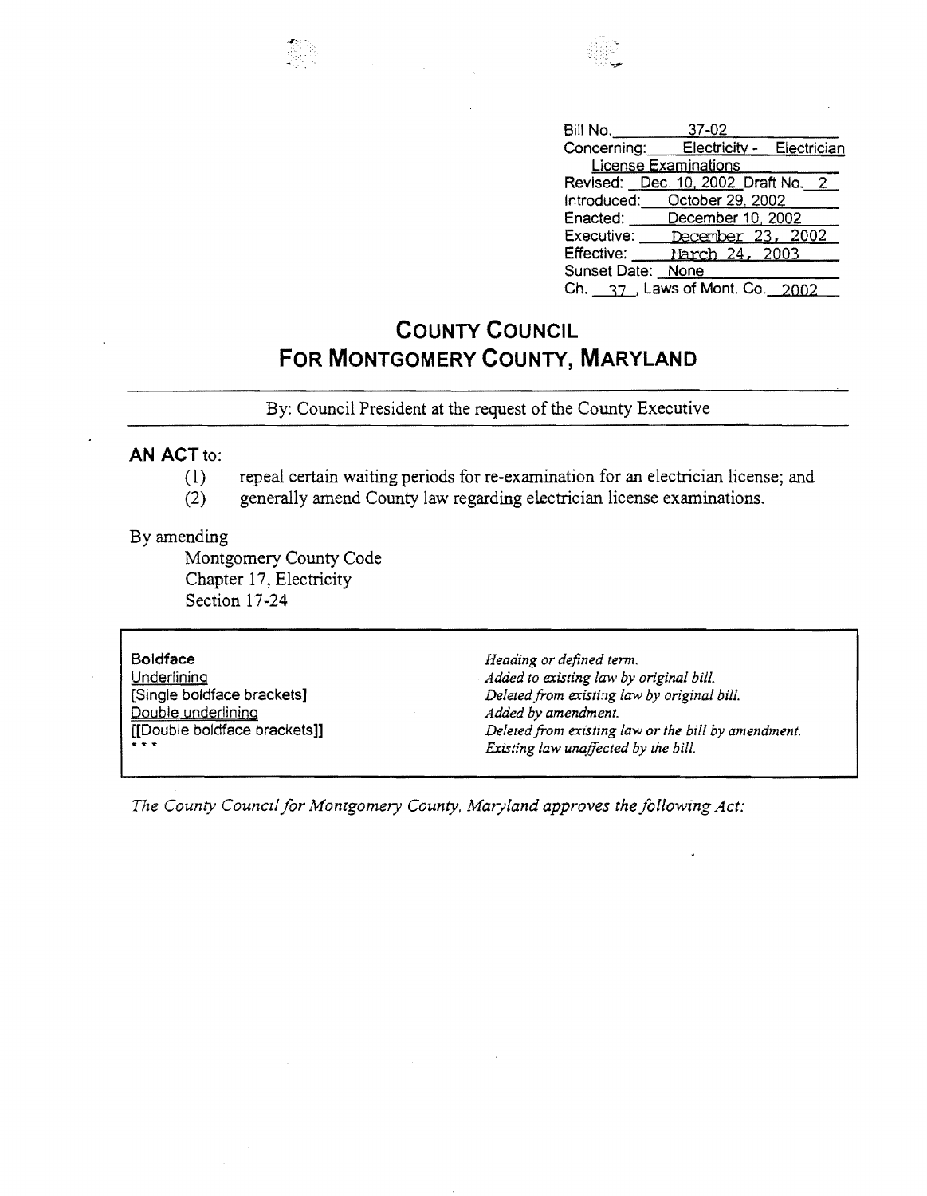Bill No. 37-02
Concerning: Electricity - Electrician License Examinations
Revised: Dec. 10, 2002 Draft No. 2
Introduced: October 29, 2002
Enacted: December 10, 2002
Executive: December 23, 2002
Effective: March 24, 2003
Sunset Date: None
Ch. 37, Laws of Mont. Co. 2002

# COUNTY COUNCIL FOR MONTGOMERY COUNTY, MARYLAND

By: Council President at the request of the County Executive

**AN ACT** to:

(1) repeal certain waiting periods for re-examination for an electrician license; and
(2) generally amend County law regarding electrician license examinations.

By amending
Montgomery County Code
Chapter 17, Electricity
Section 17-24

| | |
|---|---|
| **Boldface** | *Heading or defined term.* |
| Underlining | *Added to existing law by original bill.* |
| [Single boldface brackets] | *Deleted from existing law by original bill.* |
| Double underlining | *Added by amendment.* |
| [[Double boldface brackets]] | *Deleted from existing law or the bill by amendment.* |
| * * * | *Existing law unaffected by the bill.* |

*The County Council for Montgomery County, Maryland approves the following Act:*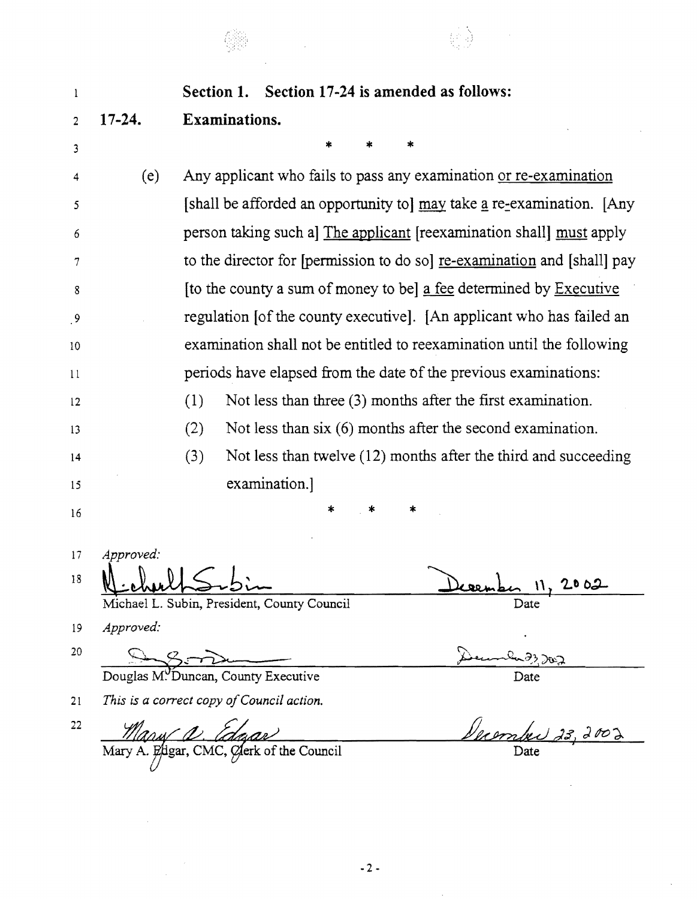**Section 1. Section 17-24 is amended as follows:**

**17-24. Examinations.**

\* \* \*

(e) Any applicant who fails to pass any examination <u>or re-examination</u> [shall be afforded an opportunity to] <u>may</u> take <u>a</u> re-examination. [Any person taking such a] <u>The applicant</u> [reexamination shall] <u>must</u> apply to the director for [permission to do so] <u>re-examination</u> and [shall] pay [to the county a sum of money to be] <u>a fee</u> determined by <u>Executive</u> regulation [of the county executive]. [An applicant who has failed an examination shall not be entitled to reexamination until the following periods have elapsed from the date of the previous examinations:

(1) Not less than three (3) months after the first examination.

(2) Not less than six (6) months after the second examination.

(3) Not less than twelve (12) months after the third and succeeding examination.]

\* \* \*

*Approved:*

Michael L. Subin, President, County Council — December 11, 2002 (Date)

*Approved:*

Douglas M. Duncan, County Executive — December 23, 2002 (Date)

*This is a correct copy of Council action.*

Mary A. Edgar, CMC, Clerk of the Council — December 23, 2002 (Date)